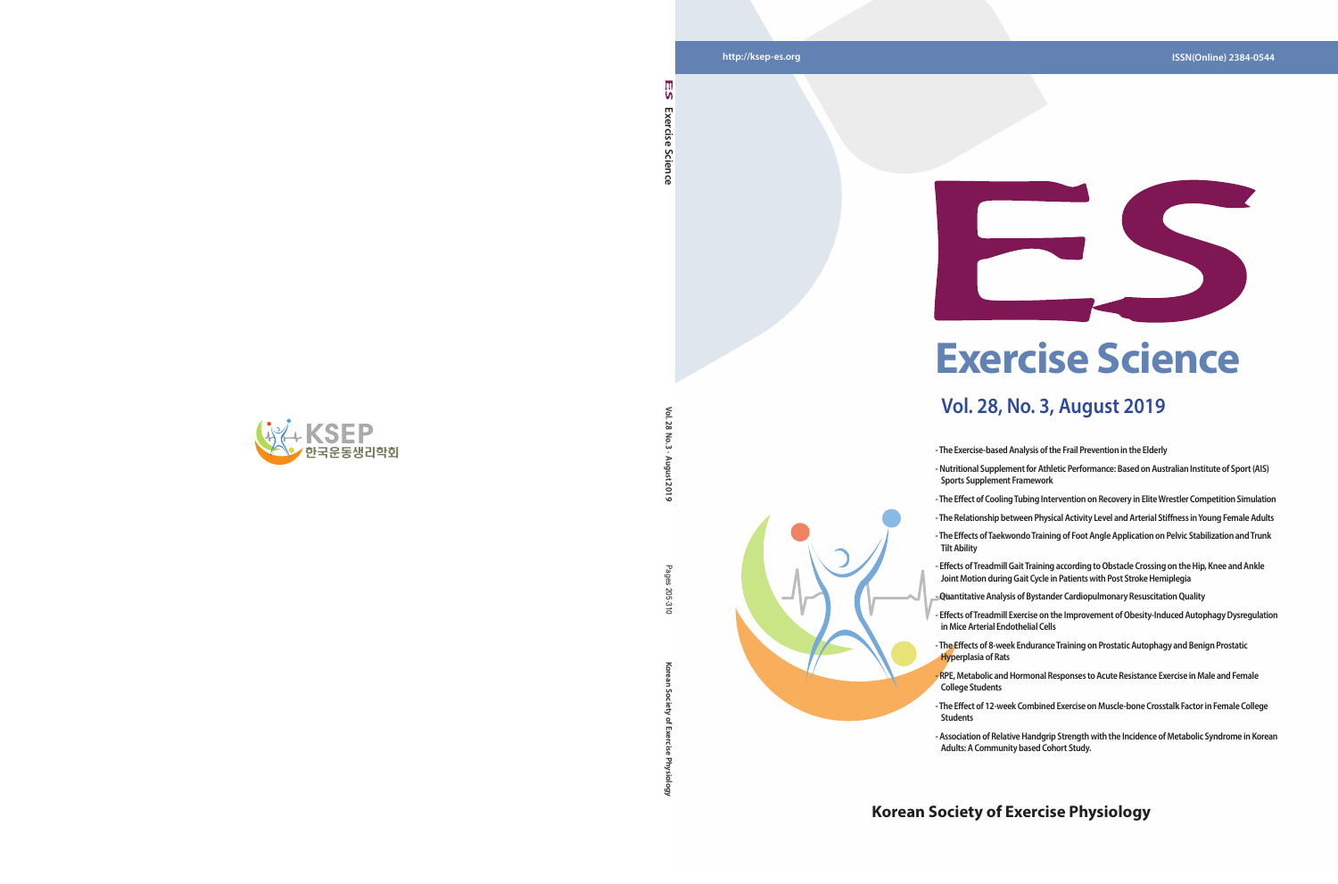http://ksep-es.org

ISSN(Online) 2384-0544

# ES

# Exercise Science

## Vol. 28, No. 3, August 2019

- The Exercise-based Analysis of the Frail Prevention in the Elderly
- Nutritional Supplement for Athletic Performance: Based on Australian Institute of Sport (AIS) Sports Supplement Framework
- The Effect of Cooling Tubing Intervention on Recovery in Elite Wrestler Competition Simulation
- The Relationship between Physical Activity Level and Arterial Stiffness in Young Female Adults
- The Effects of Taekwondo Training of Foot Angle Application on Pelvic Stabilization and Trunk Tilt Ability
- Effects of Treadmill Gait Training according to Obstacle Crossing on the Hip, Knee and Ankle Joint Motion during Gait Cycle in Patients with Post Stroke Hemiplegia
- Quantitative Analysis of Bystander Cardiopulmonary Resuscitation Quality
- Effects of Treadmill Exercise on the Improvement of Obesity-Induced Autophagy Dysregulation in Mice Arterial Endothelial Cells
- The Effects of 8-week Endurance Training on Prostatic Autophagy and Benign Prostatic Hyperplasia of Rats
- RPE, Metabolic and Hormonal Responses to Acute Resistance Exercise in Male and Female College Students
- The Effect of 12-week Combined Exercise on Muscle-bone Crosstalk Factor in Female College Students
- Association of Relative Handgrip Strength with the Incidence of Metabolic Syndrome in Korean Adults: A Community based Cohort Study.

**Korean Society of Exercise Physiology**

ES Exercise Science

Vol. 28 No. 3 · August 2019

Pages 205-310

Korean Society of Exercise Physiology

KSEP 한국운동생리학회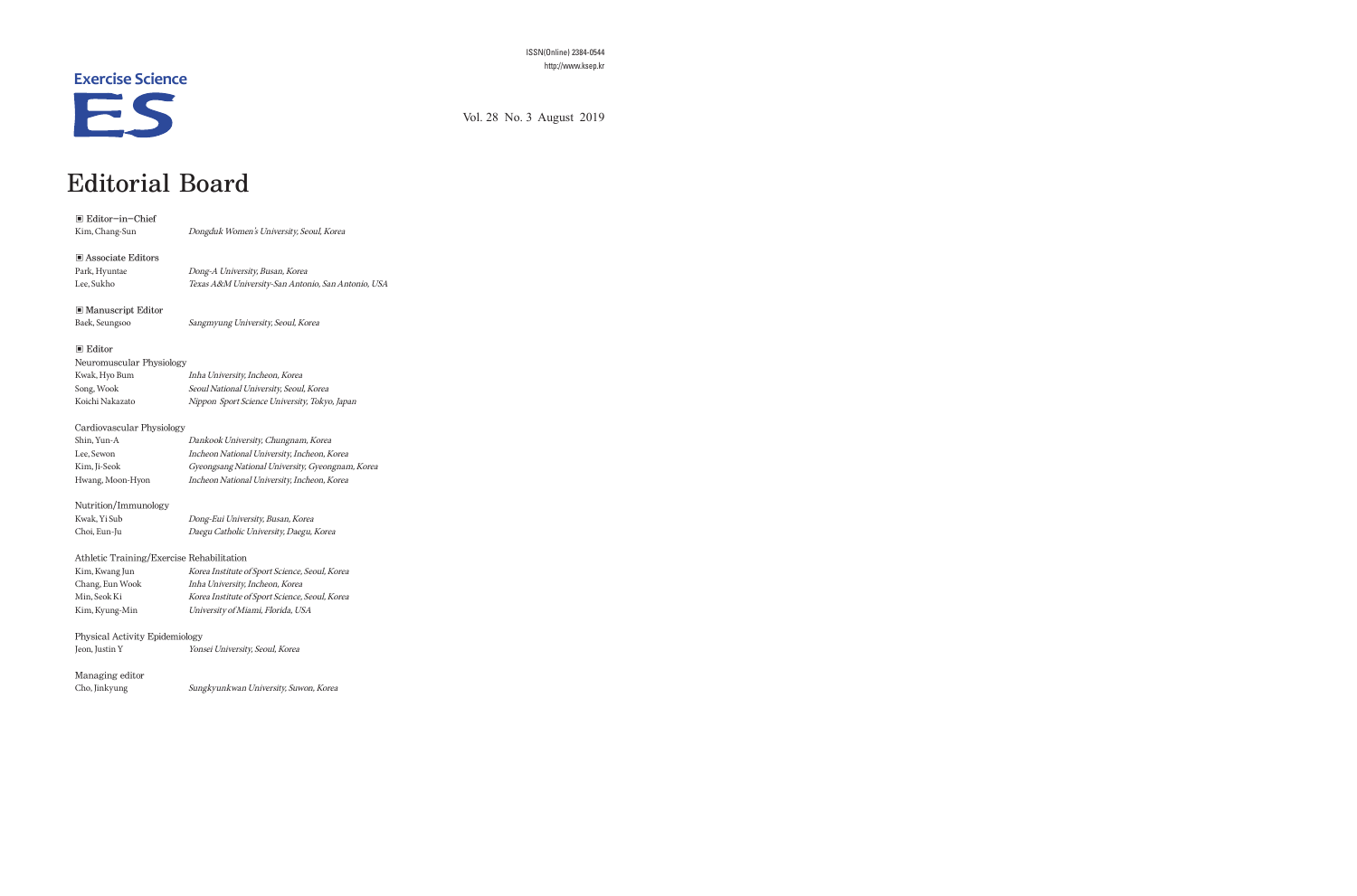ISSN(Online) 2384-0544
http://www.ksep.kr

Exercise Science

ES

Vol. 28 No. 3 August 2019

# Editorial Board

## ▣ Editor–in–Chief

| | |
|---|---|
| Kim, Chang-Sun | *Dongduk Women's University, Seoul, Korea* |

## ▣ Associate Editors

| | |
|---|---|
| Park, Hyuntae | *Dong-A University, Busan, Korea* |
| Lee, Sukho | *Texas A&M University-San Antonio, San Antonio, USA* |

## ▣ Manuscript Editor

| | |
|---|---|
| Baek, Seungsoo | *Sangmyung University, Seoul, Korea* |

## ▣ Editor

### Neuromuscular Physiology

| | |
|---|---|
| Kwak, Hyo Bum | *Inha University, Incheon, Korea* |
| Song, Wook | *Seoul National University, Seoul, Korea* |
| Koichi Nakazato | *Nippon Sport Science University, Tokyo, Japan* |

### Cardiovascular Physiology

| | |
|---|---|
| Shin, Yun-A | *Dankook University, Chungnam, Korea* |
| Lee, Sewon | *Incheon National University, Incheon, Korea* |
| Kim, Ji-Seok | *Gyeongsang National University, Gyeongnam, Korea* |
| Hwang, Moon-Hyon | *Incheon National University, Incheon, Korea* |

### Nutrition/Immunology

| | |
|---|---|
| Kwak, Yi Sub | *Dong-Eui University, Busan, Korea* |
| Choi, Eun-Ju | *Daegu Catholic University, Daegu, Korea* |

### Athletic Training/Exercise Rehabilitation

| | |
|---|---|
| Kim, Kwang Jun | *Korea Institute of Sport Science, Seoul, Korea* |
| Chang, Eun Wook | *Inha University, Incheon, Korea* |
| Min, Seok Ki | *Korea Institute of Sport Science, Seoul, Korea* |
| Kim, Kyung-Min | *University of Miami, Florida, USA* |

### Physical Activity Epidemiology

| | |
|---|---|
| Jeon, Justin Y | *Yonsei University, Seoul, Korea* |

### Managing editor

| | |
|---|---|
| Cho, Jinkyung | *Sungkyunkwan University, Suwon, Korea* |